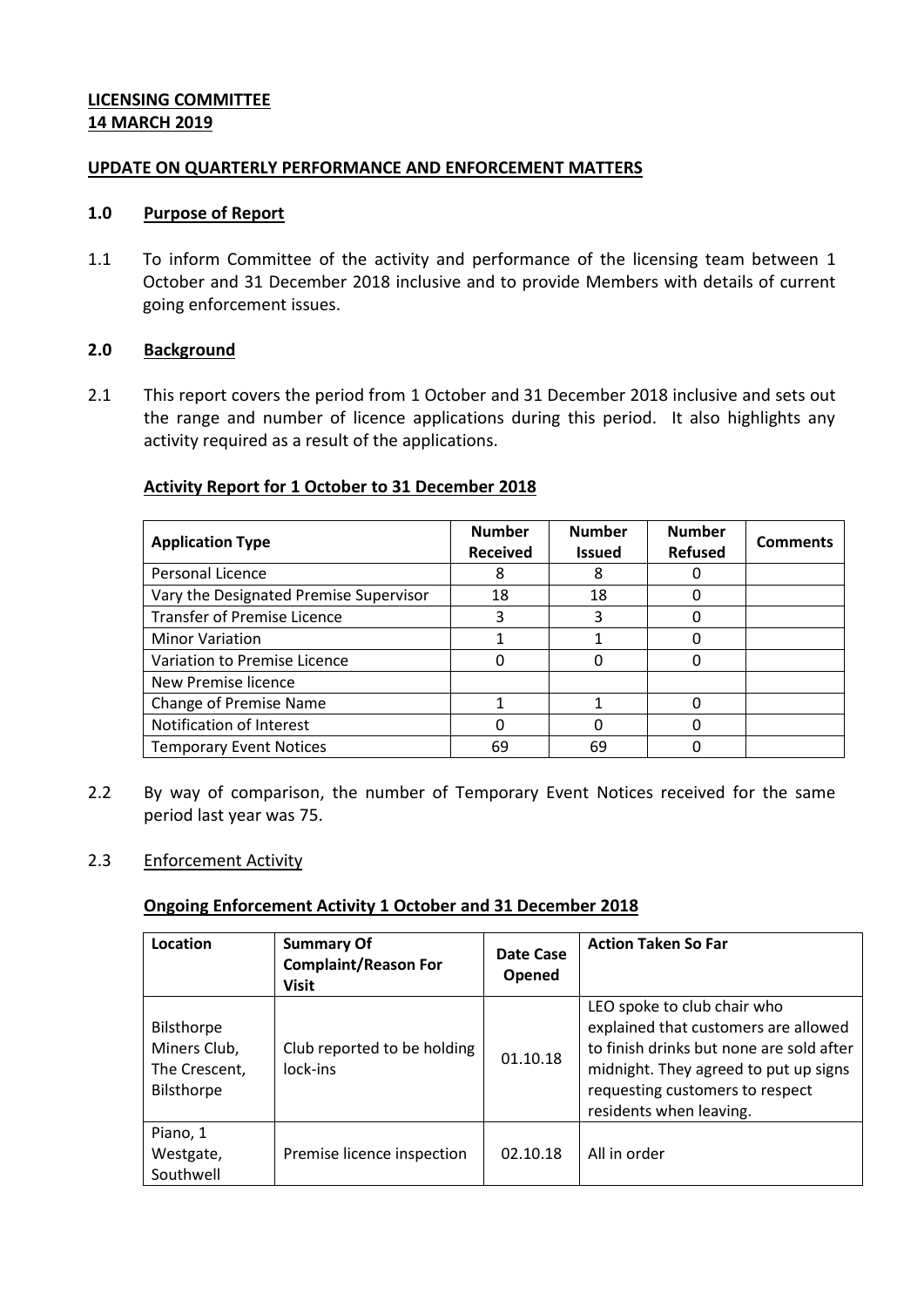**LICENSING COMMITTEE**
**14 MARCH 2019**

**UPDATE ON QUARTERLY PERFORMANCE AND ENFORCEMENT MATTERS**

## 1.0 Purpose of Report

1.1 To inform Committee of the activity and performance of the licensing team between 1 October and 31 December 2018 inclusive and to provide Members with details of current going enforcement issues.

## 2.0 Background

2.1 This report covers the period from 1 October and 31 December 2018 inclusive and sets out the range and number of licence applications during this period. It also highlights any activity required as a result of the applications.

**Activity Report for 1 October to 31 December 2018**

| Application Type | Number Received | Number Issued | Number Refused | Comments |
|---|---|---|---|---|
| Personal Licence | 8 | 8 | 0 | |
| Vary the Designated Premise Supervisor | 18 | 18 | 0 | |
| Transfer of Premise Licence | 3 | 3 | 0 | |
| Minor Variation | 1 | 1 | 0 | |
| Variation to Premise Licence | 0 | 0 | 0 | |
| New Premise licence | | | | |
| Change of Premise Name | 1 | 1 | 0 | |
| Notification of Interest | 0 | 0 | 0 | |
| Temporary Event Notices | 69 | 69 | 0 | |

2.2 By way of comparison, the number of Temporary Event Notices received for the same period last year was 75.

2.3 Enforcement Activity

**Ongoing Enforcement Activity 1 October and 31 December 2018**

| Location | Summary Of Complaint/Reason For Visit | Date Case Opened | Action Taken So Far |
|---|---|---|---|
| Bilsthorpe Miners Club, The Crescent, Bilsthorpe | Club reported to be holding lock-ins | 01.10.18 | LEO spoke to club chair who explained that customers are allowed to finish drinks but none are sold after midnight. They agreed to put up signs requesting customers to respect residents when leaving. |
| Piano, 1 Westgate, Southwell | Premise licence inspection | 02.10.18 | All in order |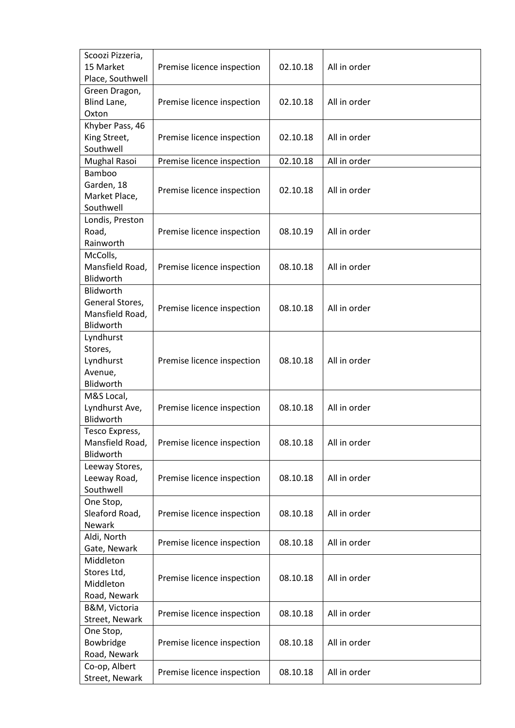| | | | |
|---|---|---|---|
| Scoozi Pizzeria, 15 Market Place, Southwell | Premise licence inspection | 02.10.18 | All in order |
| Green Dragon, Blind Lane, Oxton | Premise licence inspection | 02.10.18 | All in order |
| Khyber Pass, 46 King Street, Southwell | Premise licence inspection | 02.10.18 | All in order |
| Mughal Rasoi | Premise licence inspection | 02.10.18 | All in order |
| Bamboo Garden, 18 Market Place, Southwell | Premise licence inspection | 02.10.18 | All in order |
| Londis, Preston Road, Rainworth | Premise licence inspection | 08.10.19 | All in order |
| McColls, Mansfield Road, Blidworth | Premise licence inspection | 08.10.18 | All in order |
| Blidworth General Stores, Mansfield Road, Blidworth | Premise licence inspection | 08.10.18 | All in order |
| Lyndhurst Stores, Lyndhurst Avenue, Blidworth | Premise licence inspection | 08.10.18 | All in order |
| M&S Local, Lyndhurst Ave, Blidworth | Premise licence inspection | 08.10.18 | All in order |
| Tesco Express, Mansfield Road, Blidworth | Premise licence inspection | 08.10.18 | All in order |
| Leeway Stores, Leeway Road, Southwell | Premise licence inspection | 08.10.18 | All in order |
| One Stop, Sleaford Road, Newark | Premise licence inspection | 08.10.18 | All in order |
| Aldi, North Gate, Newark | Premise licence inspection | 08.10.18 | All in order |
| Middleton Stores Ltd, Middleton Road, Newark | Premise licence inspection | 08.10.18 | All in order |
| B&M, Victoria Street, Newark | Premise licence inspection | 08.10.18 | All in order |
| One Stop, Bowbridge Road, Newark | Premise licence inspection | 08.10.18 | All in order |
| Co-op, Albert Street, Newark | Premise licence inspection | 08.10.18 | All in order |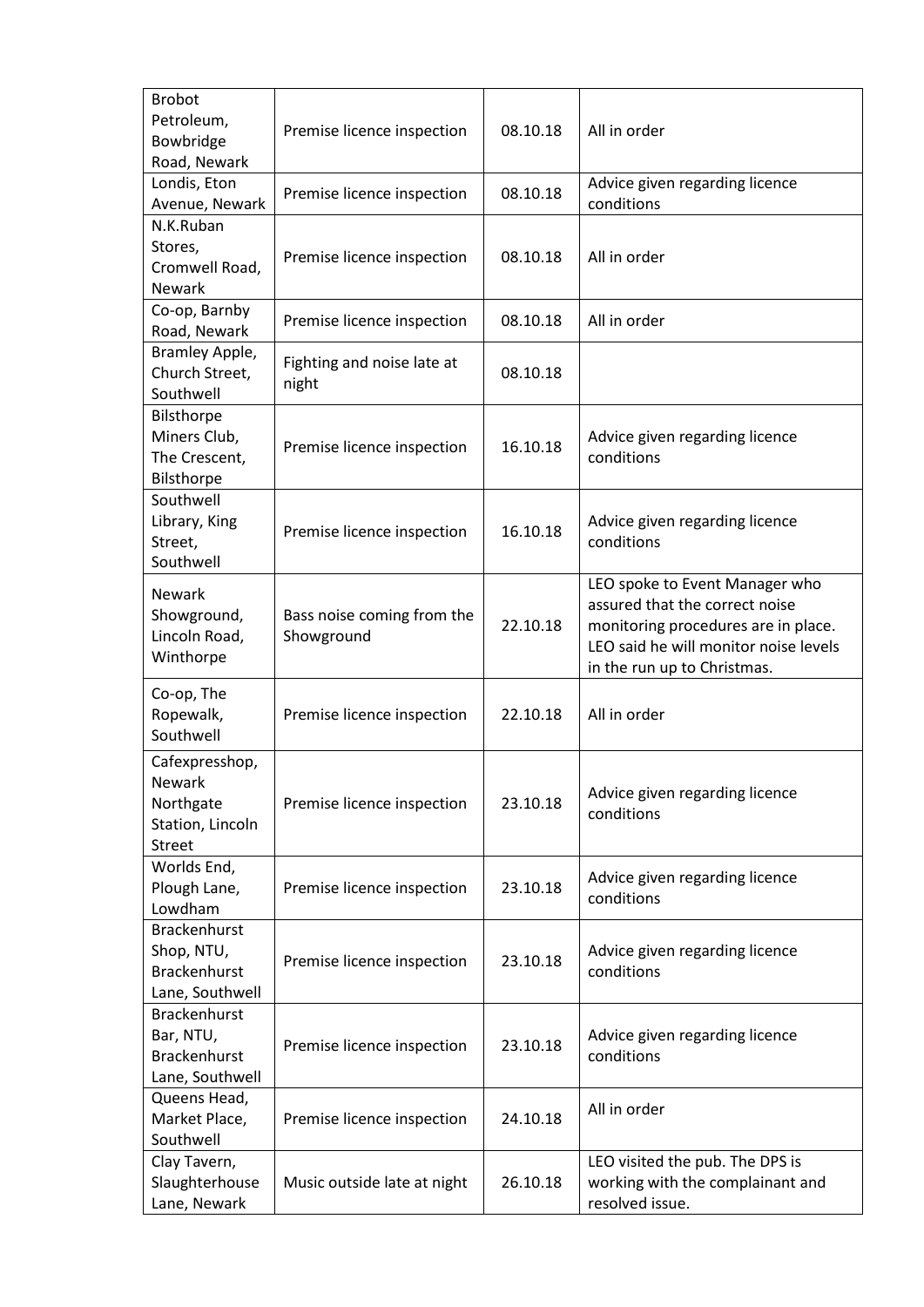| | | | |
|---|---|---|---|
| Brobot Petroleum, Bowbridge Road, Newark | Premise licence inspection | 08.10.18 | All in order |
| Londis, Eton Avenue, Newark | Premise licence inspection | 08.10.18 | Advice given regarding licence conditions |
| N.K.Ruban Stores, Cromwell Road, Newark | Premise licence inspection | 08.10.18 | All in order |
| Co-op, Barnby Road, Newark | Premise licence inspection | 08.10.18 | All in order |
| Bramley Apple, Church Street, Southwell | Fighting and noise late at night | 08.10.18 | |
| Bilsthorpe Miners Club, The Crescent, Bilsthorpe | Premise licence inspection | 16.10.18 | Advice given regarding licence conditions |
| Southwell Library, King Street, Southwell | Premise licence inspection | 16.10.18 | Advice given regarding licence conditions |
| Newark Showground, Lincoln Road, Winthorpe | Bass noise coming from the Showground | 22.10.18 | LEO spoke to Event Manager who assured that the correct noise monitoring procedures are in place. LEO said he will monitor noise levels in the run up to Christmas. |
| Co-op, The Ropewalk, Southwell | Premise licence inspection | 22.10.18 | All in order |
| Cafexpresshop, Newark Northgate Station, Lincoln Street | Premise licence inspection | 23.10.18 | Advice given regarding licence conditions |
| Worlds End, Plough Lane, Lowdham | Premise licence inspection | 23.10.18 | Advice given regarding licence conditions |
| Brackenhurst Shop, NTU, Brackenhurst Lane, Southwell | Premise licence inspection | 23.10.18 | Advice given regarding licence conditions |
| Brackenhurst Bar, NTU, Brackenhurst Lane, Southwell | Premise licence inspection | 23.10.18 | Advice given regarding licence conditions |
| Queens Head, Market Place, Southwell | Premise licence inspection | 24.10.18 | All in order |
| Clay Tavern, Slaughterhouse Lane, Newark | Music outside late at night | 26.10.18 | LEO visited the pub. The DPS is working with the complainant and resolved issue. |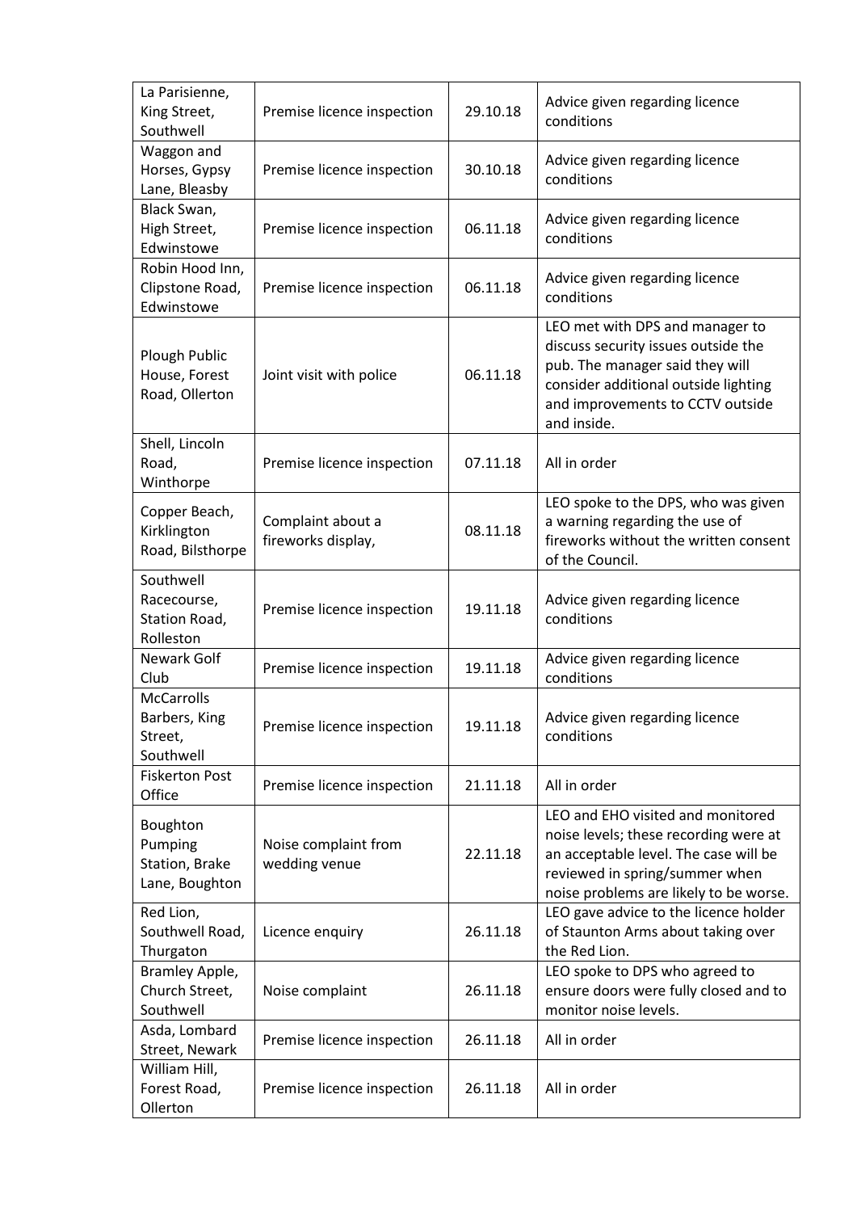| | | | |
|---|---|---|---|
| La Parisienne, King Street, Southwell | Premise licence inspection | 29.10.18 | Advice given regarding licence conditions |
| Waggon and Horses, Gypsy Lane, Bleasby | Premise licence inspection | 30.10.18 | Advice given regarding licence conditions |
| Black Swan, High Street, Edwinstowe | Premise licence inspection | 06.11.18 | Advice given regarding licence conditions |
| Robin Hood Inn, Clipstone Road, Edwinstowe | Premise licence inspection | 06.11.18 | Advice given regarding licence conditions |
| Plough Public House, Forest Road, Ollerton | Joint visit with police | 06.11.18 | LEO met with DPS and manager to discuss security issues outside the pub. The manager said they will consider additional outside lighting and improvements to CCTV outside and inside. |
| Shell, Lincoln Road, Winthorpe | Premise licence inspection | 07.11.18 | All in order |
| Copper Beach, Kirklington Road, Bilsthorpe | Complaint about a fireworks display, | 08.11.18 | LEO spoke to the DPS, who was given a warning regarding the use of fireworks without the written consent of the Council. |
| Southwell Racecourse, Station Road, Rolleston | Premise licence inspection | 19.11.18 | Advice given regarding licence conditions |
| Newark Golf Club | Premise licence inspection | 19.11.18 | Advice given regarding licence conditions |
| McCarrolls Barbers, King Street, Southwell | Premise licence inspection | 19.11.18 | Advice given regarding licence conditions |
| Fiskerton Post Office | Premise licence inspection | 21.11.18 | All in order |
| Boughton Pumping Station, Brake Lane, Boughton | Noise complaint from wedding venue | 22.11.18 | LEO and EHO visited and monitored noise levels; these recording were at an acceptable level. The case will be reviewed in spring/summer when noise problems are likely to be worse. |
| Red Lion, Southwell Road, Thurgaton | Licence enquiry | 26.11.18 | LEO gave advice to the licence holder of Staunton Arms about taking over the Red Lion. |
| Bramley Apple, Church Street, Southwell | Noise complaint | 26.11.18 | LEO spoke to DPS who agreed to ensure doors were fully closed and to monitor noise levels. |
| Asda, Lombard Street, Newark | Premise licence inspection | 26.11.18 | All in order |
| William Hill, Forest Road, Ollerton | Premise licence inspection | 26.11.18 | All in order |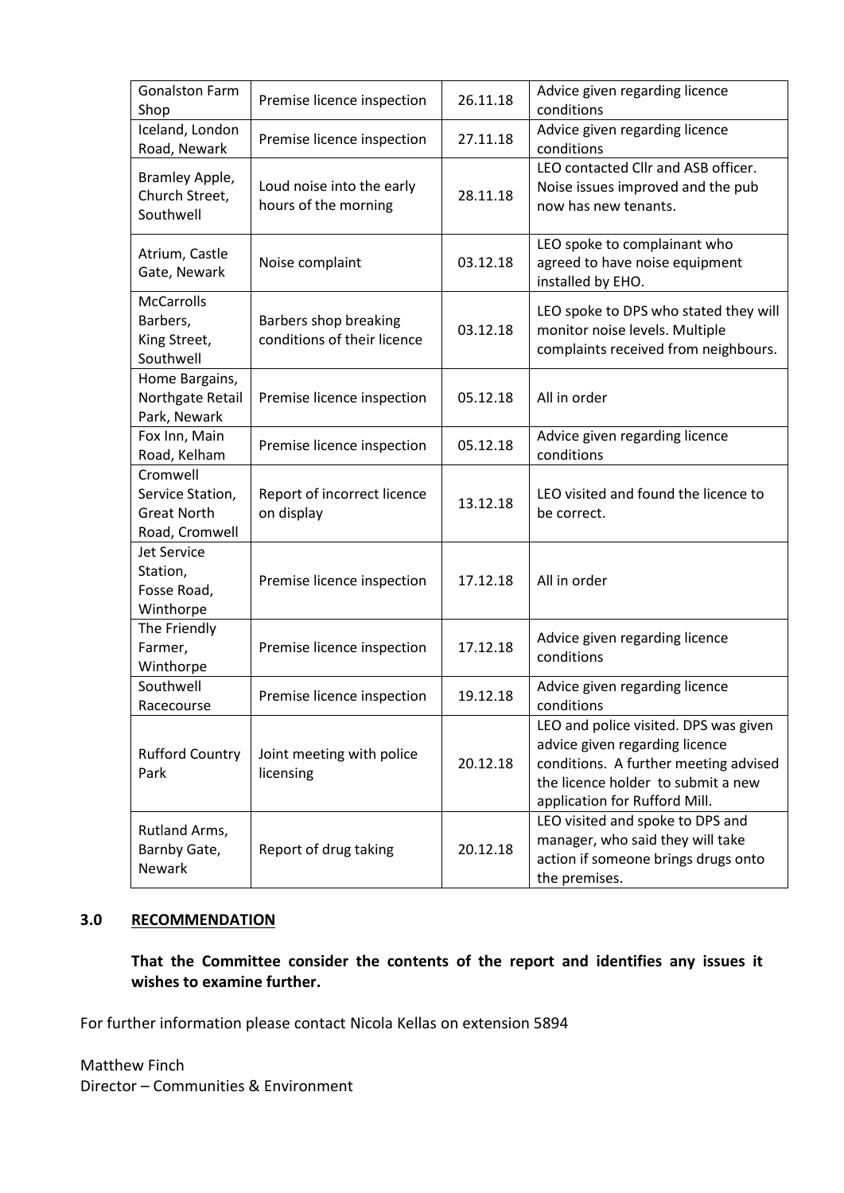| | | | |
|---|---|---|---|
| Gonalston Farm Shop | Premise licence inspection | 26.11.18 | Advice given regarding licence conditions |
| Iceland, London Road, Newark | Premise licence inspection | 27.11.18 | Advice given regarding licence conditions |
| Bramley Apple, Church Street, Southwell | Loud noise into the early hours of the morning | 28.11.18 | LEO contacted Cllr and ASB officer. Noise issues improved and the pub now has new tenants. |
| Atrium, Castle Gate, Newark | Noise complaint | 03.12.18 | LEO spoke to complainant who agreed to have noise equipment installed by EHO. |
| McCarrolls Barbers, King Street, Southwell | Barbers shop breaking conditions of their licence | 03.12.18 | LEO spoke to DPS who stated they will monitor noise levels. Multiple complaints received from neighbours. |
| Home Bargains, Northgate Retail Park, Newark | Premise licence inspection | 05.12.18 | All in order |
| Fox Inn, Main Road, Kelham | Premise licence inspection | 05.12.18 | Advice given regarding licence conditions |
| Cromwell Service Station, Great North Road, Cromwell | Report of incorrect licence on display | 13.12.18 | LEO visited and found the licence to be correct. |
| Jet Service Station, Fosse Road, Winthorpe | Premise licence inspection | 17.12.18 | All in order |
| The Friendly Farmer, Winthorpe | Premise licence inspection | 17.12.18 | Advice given regarding licence conditions |
| Southwell Racecourse | Premise licence inspection | 19.12.18 | Advice given regarding licence conditions |
| Rufford Country Park | Joint meeting with police licensing | 20.12.18 | LEO and police visited. DPS was given advice given regarding licence conditions. A further meeting advised the licence holder to submit a new application for Rufford Mill. |
| Rutland Arms, Barnby Gate, Newark | Report of drug taking | 20.12.18 | LEO visited and spoke to DPS and manager, who said they will take action if someone brings drugs onto the premises. |

## 3.0 RECOMMENDATION

**That the Committee consider the contents of the report and identifies any issues it wishes to examine further.**

For further information please contact Nicola Kellas on extension 5894

Matthew Finch
Director – Communities & Environment